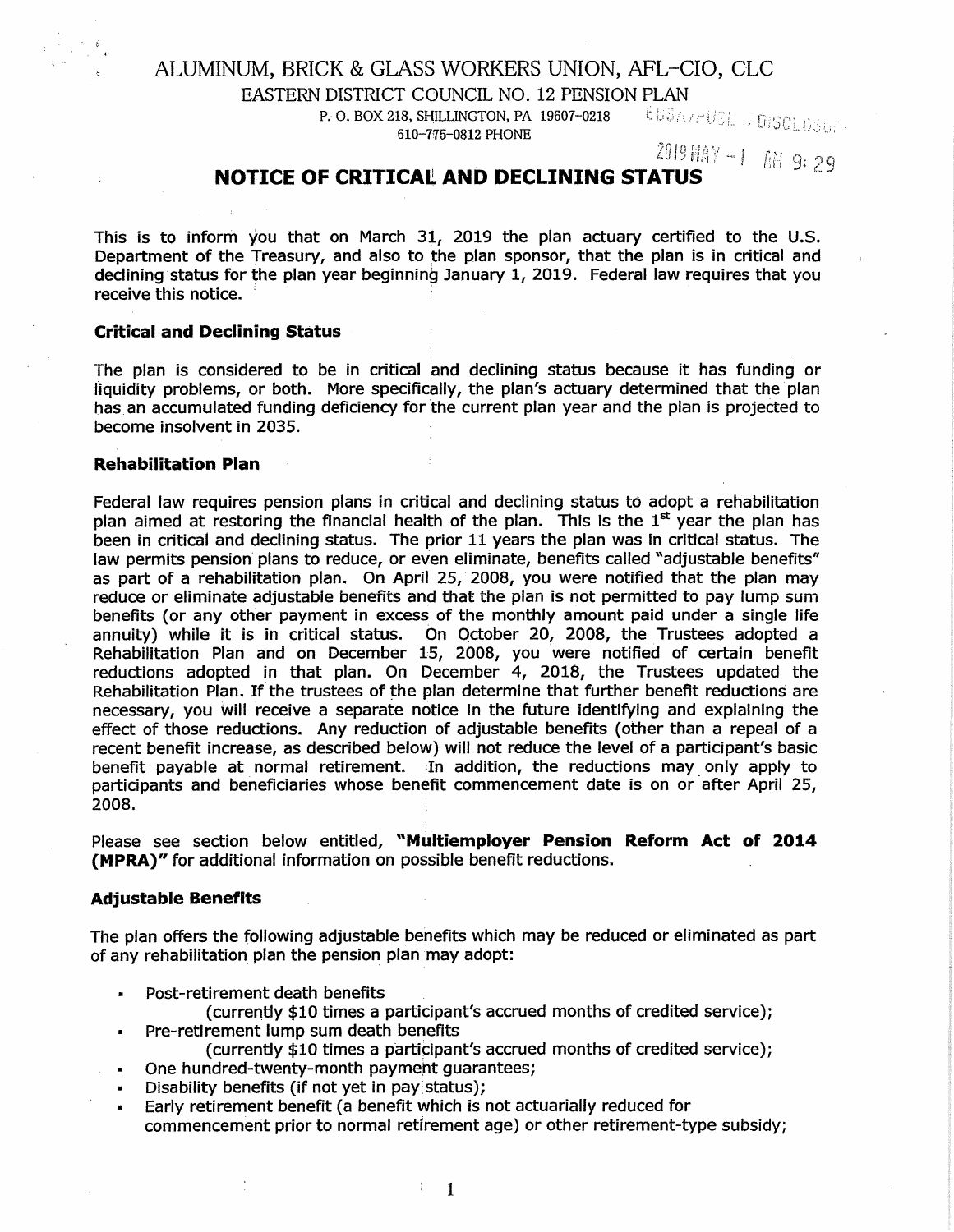# ALUMINUM, BRICK & GLASS WORKERS UNION, AFL-CIO, CLC

EASTERN DISTRICT COUNCIL NO. 12 PENSION PLAN

P. O. BOX 218, SHILLINGTON, PA 19607-0218

610-775-0812 PHONE

EBSA/PUBL. DISCLOSURE

2019 MAY -1 AM 9:29

## NOTICE OF CRITICAL AND DECLINING STATUS

This is to inform you that on March 31, 2019 the plan actuary certified to the U.S. Department of the Treasury, and also to the plan sponsor, that the plan is in critical and declining status for the plan year beginning January 1, 2019. Federal law requires that you receive this notice.

### Critical and Declining Status

The plan is considered to be in critical and declining status because it has funding or liquidity problems, or both. More specifically, the plan's actuary determined that the plan has an accumulated funding deficiency for the current plan year and the plan is projected to become insolvent in 2035.

### Rehabilitation Plan

Federal law requires pension plans in critical and declining status to adopt a rehabilitation plan aimed at restoring the financial health of the plan. This is the 1st year the plan has been in critical and declining status. The prior 11 years the plan was in critical status. The law permits pension plans to reduce, or even eliminate, benefits called "adjustable benefits" as part of a rehabilitation plan. On April 25, 2008, you were notified that the plan may reduce or eliminate adjustable benefits and that the plan is not permitted to pay lump sum benefits (or any other payment in excess of the monthly amount paid under a single life annuity) while it is in critical status. On October 20, 2008, the Trustees adopted a Rehabilitation Plan and on December 15, 2008, you were notified of certain benefit reductions adopted in that plan. On December 4, 2018, the Trustees updated the Rehabilitation Plan. If the trustees of the plan determine that further benefit reductions are necessary, you will receive a separate notice in the future identifying and explaining the effect of those reductions. Any reduction of adjustable benefits (other than a repeal of a recent benefit increase, as described below) will not reduce the level of a participant's basic benefit payable at normal retirement. In addition, the reductions may only apply to participants and beneficiaries whose benefit commencement date is on or after April 25, 2008.

Please see section below entitled, **"Multiemployer Pension Reform Act of 2014 (MPRA)"** for additional information on possible benefit reductions.

### Adjustable Benefits

The plan offers the following adjustable benefits which may be reduced or eliminated as part of any rehabilitation plan the pension plan may adopt:

- Post-retirement death benefits
  (currently $10 times a participant's accrued months of credited service);
- Pre-retirement lump sum death benefits
  (currently $10 times a participant's accrued months of credited service);
- One hundred-twenty-month payment guarantees;
- Disability benefits (if not yet in pay status);
- Early retirement benefit (a benefit which is not actuarially reduced for commencement prior to normal retirement age) or other retirement-type subsidy;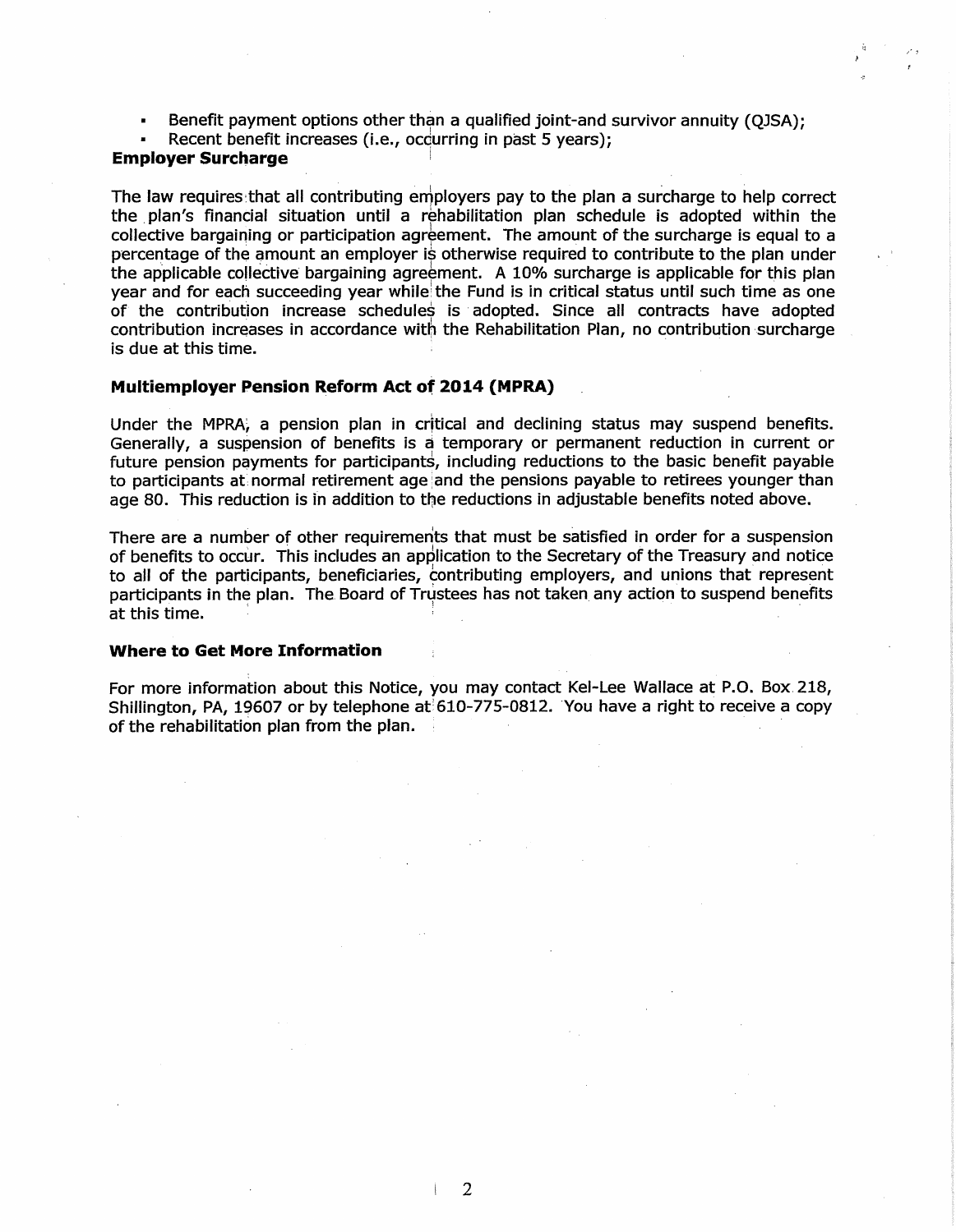- Benefit payment options other than a qualified joint-and survivor annuity (QJSA);
- Recent benefit increases (i.e., occurring in past 5 years);

**Employer Surcharge**

The law requires that all contributing employers pay to the plan a surcharge to help correct the plan's financial situation until a rehabilitation plan schedule is adopted within the collective bargaining or participation agreement. The amount of the surcharge is equal to a percentage of the amount an employer is otherwise required to contribute to the plan under the applicable collective bargaining agreement. A 10% surcharge is applicable for this plan year and for each succeeding year while the Fund is in critical status until such time as one of the contribution increase schedules is adopted. Since all contracts have adopted contribution increases in accordance with the Rehabilitation Plan, no contribution surcharge is due at this time.

**Multiemployer Pension Reform Act of 2014 (MPRA)**

Under the MPRA, a pension plan in critical and declining status may suspend benefits. Generally, a suspension of benefits is a temporary or permanent reduction in current or future pension payments for participants, including reductions to the basic benefit payable to participants at normal retirement age and the pensions payable to retirees younger than age 80. This reduction is in addition to the reductions in adjustable benefits noted above.

There are a number of other requirements that must be satisfied in order for a suspension of benefits to occur. This includes an application to the Secretary of the Treasury and notice to all of the participants, beneficiaries, contributing employers, and unions that represent participants in the plan. The Board of Trustees has not taken any action to suspend benefits at this time.

**Where to Get More Information**

For more information about this Notice, you may contact Kel-Lee Wallace at P.O. Box 218, Shillington, PA, 19607 or by telephone at 610-775-0812. You have a right to receive a copy of the rehabilitation plan from the plan.